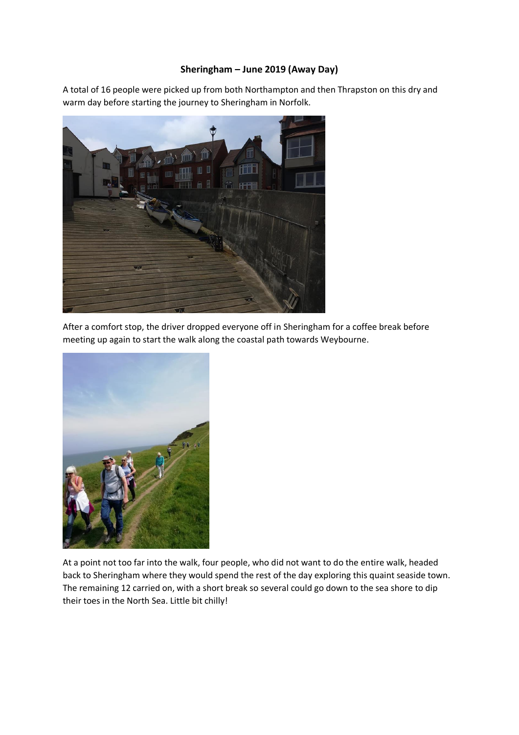# Sheringham – June 2019 (Away Day)

A total of 16 people were picked up from both Northampton and then Thrapston on this dry and warm day before starting the journey to Sheringham in Norfolk.

After a comfort stop, the driver dropped everyone off in Sheringham for a coffee break before meeting up again to start the walk along the coastal path towards Weybourne.

At a point not too far into the walk, four people, who did not want to do the entire walk, headed back to Sheringham where they would spend the rest of the day exploring this quaint seaside town. The remaining 12 carried on, with a short break so several could go down to the sea shore to dip their toes in the North Sea. Little bit chilly!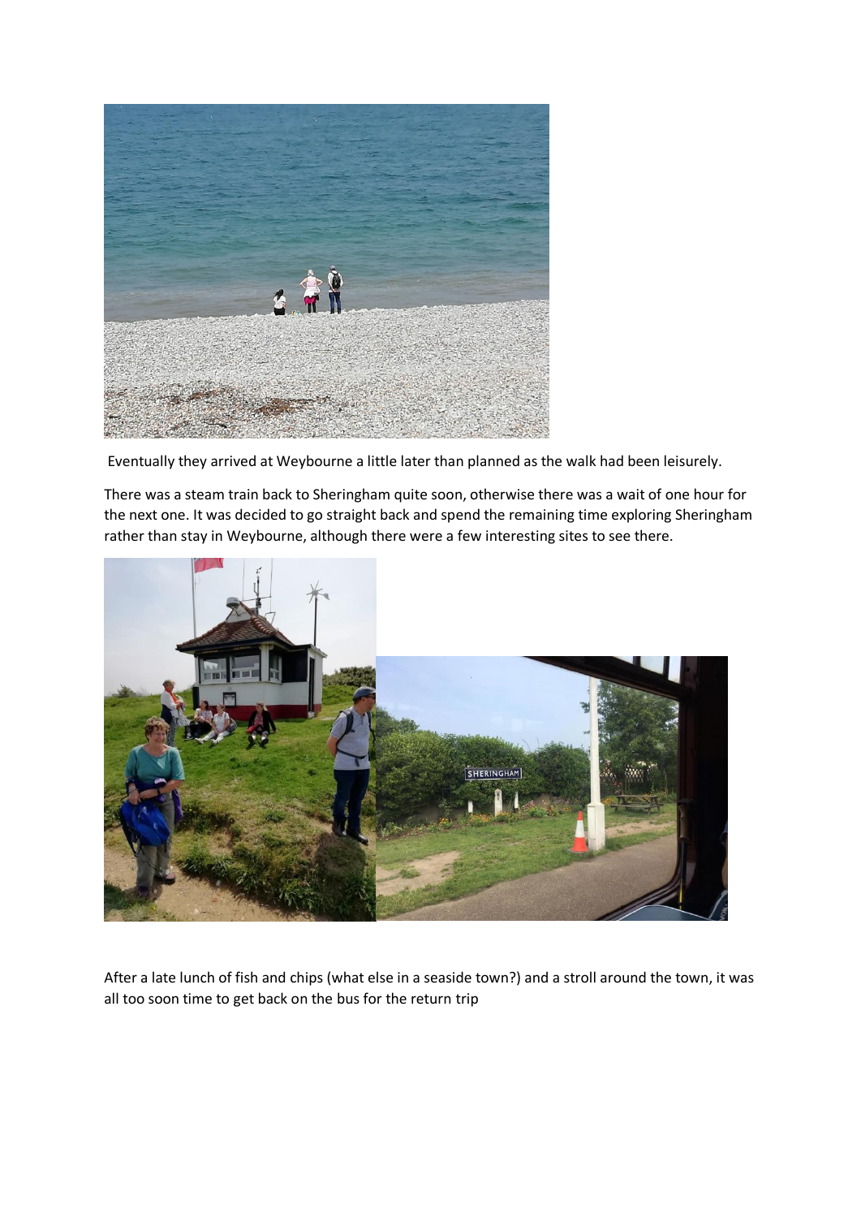Eventually they arrived at Weybourne a little later than planned as the walk had been leisurely.

There was a steam train back to Sheringham quite soon, otherwise there was a wait of one hour for the next one. It was decided to go straight back and spend the remaining time exploring Sheringham rather than stay in Weybourne, although there were a few interesting sites to see there.

After a late lunch of fish and chips (what else in a seaside town?) and a stroll around the town, it was all too soon time to get back on the bus for the return trip